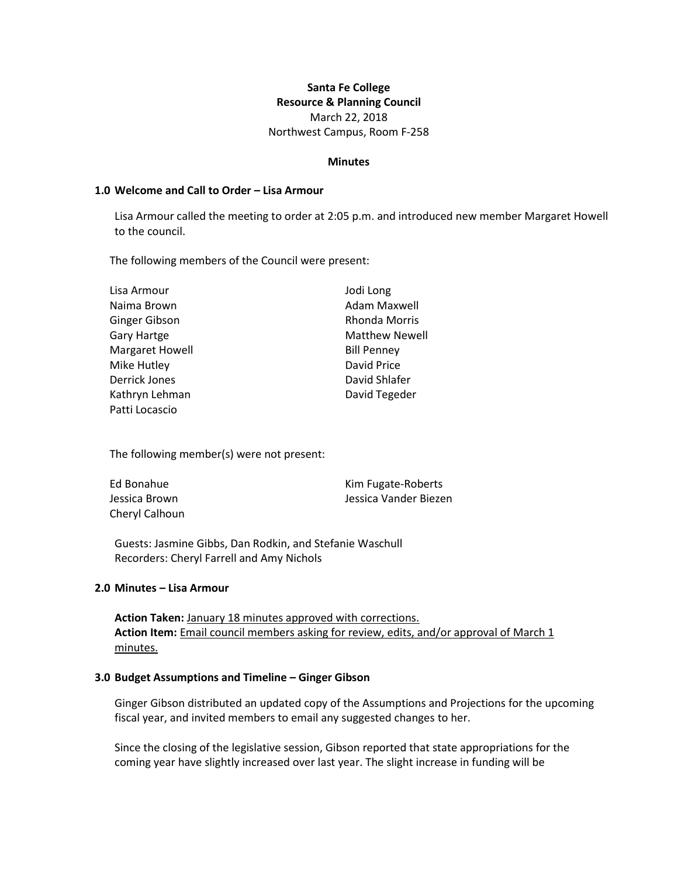**Santa Fe College**
**Resource & Planning Council**
March 22, 2018
Northwest Campus, Room F-258

**Minutes**

## 1.0 Welcome and Call to Order – Lisa Armour

Lisa Armour called the meeting to order at 2:05 p.m. and introduced new member Margaret Howell to the council.

The following members of the Council were present:

Lisa Armour
Naima Brown
Ginger Gibson
Gary Hartge
Margaret Howell
Mike Hutley
Derrick Jones
Kathryn Lehman
Patti Locascio
Jodi Long
Adam Maxwell
Rhonda Morris
Matthew Newell
Bill Penney
David Price
David Shlafer
David Tegeder

The following member(s) were not present:

Ed Bonahue
Jessica Brown
Cheryl Calhoun
Kim Fugate-Roberts
Jessica Vander Biezen

Guests: Jasmine Gibbs, Dan Rodkin, and Stefanie Waschull
Recorders: Cheryl Farrell and Amy Nichols

## 2.0 Minutes – Lisa Armour

**Action Taken:** <u>January 18 minutes approved with corrections.</u>
**Action Item:** <u>Email council members asking for review, edits, and/or approval of March 1 minutes.</u>

## 3.0 Budget Assumptions and Timeline – Ginger Gibson

Ginger Gibson distributed an updated copy of the Assumptions and Projections for the upcoming fiscal year, and invited members to email any suggested changes to her.

Since the closing of the legislative session, Gibson reported that state appropriations for the coming year have slightly increased over last year. The slight increase in funding will be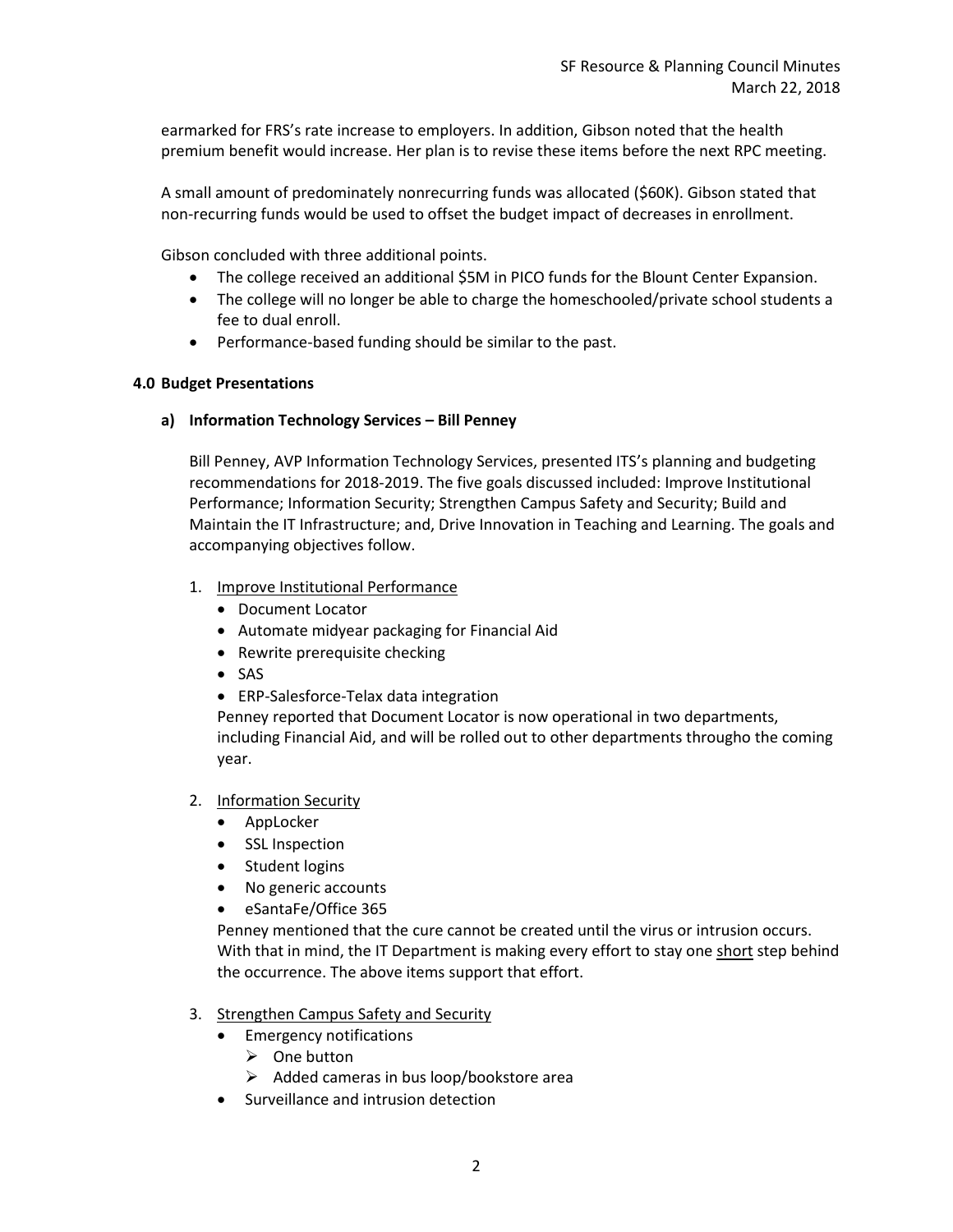earmarked for FRS's rate increase to employers. In addition, Gibson noted that the health premium benefit would increase. Her plan is to revise these items before the next RPC meeting.

A small amount of predominately nonrecurring funds was allocated ($60K). Gibson stated that non-recurring funds would be used to offset the budget impact of decreases in enrollment.

Gibson concluded with three additional points.

- The college received an additional $5M in PICO funds for the Blount Center Expansion.
- The college will no longer be able to charge the homeschooled/private school students a fee to dual enroll.
- Performance-based funding should be similar to the past.

## 4.0 Budget Presentations

### a) Information Technology Services – Bill Penney

Bill Penney, AVP Information Technology Services, presented ITS's planning and budgeting recommendations for 2018-2019. The five goals discussed included: Improve Institutional Performance; Information Security; Strengthen Campus Safety and Security; Build and Maintain the IT Infrastructure; and, Drive Innovation in Teaching and Learning. The goals and accompanying objectives follow.

1. <u>Improve Institutional Performance</u>
   - Document Locator
   - Automate midyear packaging for Financial Aid
   - Rewrite prerequisite checking
   - SAS
   - ERP-Salesforce-Telax data integration

   Penney reported that Document Locator is now operational in two departments, including Financial Aid, and will be rolled out to other departments througho the coming year.

2. <u>Information Security</u>
   - AppLocker
   - SSL Inspection
   - Student logins
   - No generic accounts
   - eSantaFe/Office 365

   Penney mentioned that the cure cannot be created until the virus or intrusion occurs. With that in mind, the IT Department is making every effort to stay one <u>short</u> step behind the occurrence. The above items support that effort.

3. <u>Strengthen Campus Safety and Security</u>
   - Emergency notifications
     - One button
     - Added cameras in bus loop/bookstore area
   - Surveillance and intrusion detection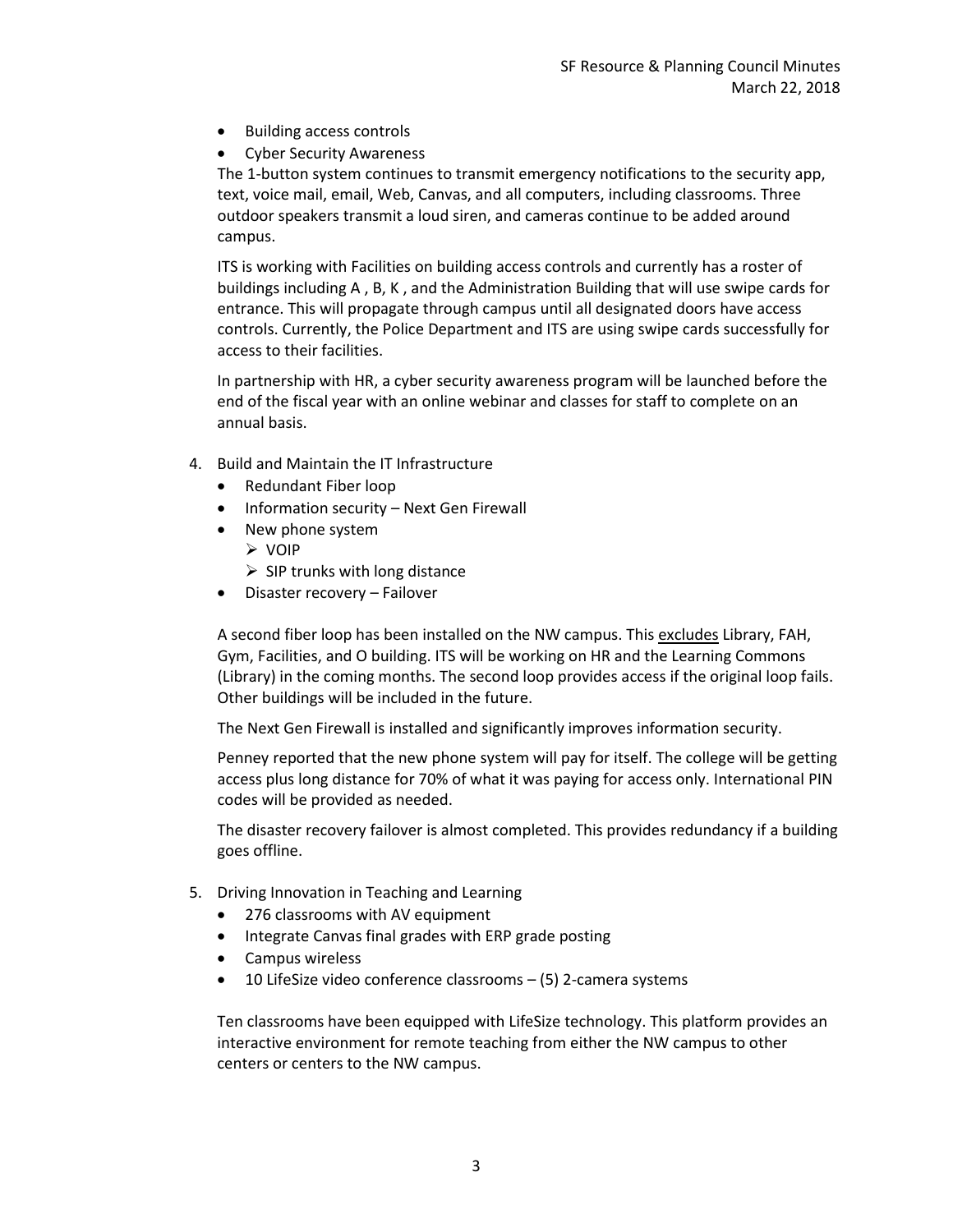- Building access controls
- Cyber Security Awareness

The 1-button system continues to transmit emergency notifications to the security app, text, voice mail, email, Web, Canvas, and all computers, including classrooms. Three outdoor speakers transmit a loud siren, and cameras continue to be added around campus.

ITS is working with Facilities on building access controls and currently has a roster of buildings including A , B, K , and the Administration Building that will use swipe cards for entrance. This will propagate through campus until all designated doors have access controls. Currently, the Police Department and ITS are using swipe cards successfully for access to their facilities.

In partnership with HR, a cyber security awareness program will be launched before the end of the fiscal year with an online webinar and classes for staff to complete on an annual basis.

4. Build and Maintain the IT Infrastructure
   - Redundant Fiber loop
   - Information security – Next Gen Firewall
   - New phone system
     - VOIP
     - SIP trunks with long distance
   - Disaster recovery – Failover

   A second fiber loop has been installed on the NW campus. This <u>excludes</u> Library, FAH, Gym, Facilities, and O building. ITS will be working on HR and the Learning Commons (Library) in the coming months. The second loop provides access if the original loop fails. Other buildings will be included in the future.

   The Next Gen Firewall is installed and significantly improves information security.

   Penney reported that the new phone system will pay for itself. The college will be getting access plus long distance for 70% of what it was paying for access only. International PIN codes will be provided as needed.

   The disaster recovery failover is almost completed. This provides redundancy if a building goes offline.

5. Driving Innovation in Teaching and Learning
   - 276 classrooms with AV equipment
   - Integrate Canvas final grades with ERP grade posting
   - Campus wireless
   - 10 LifeSize video conference classrooms – (5) 2-camera systems

   Ten classrooms have been equipped with LifeSize technology. This platform provides an interactive environment for remote teaching from either the NW campus to other centers or centers to the NW campus.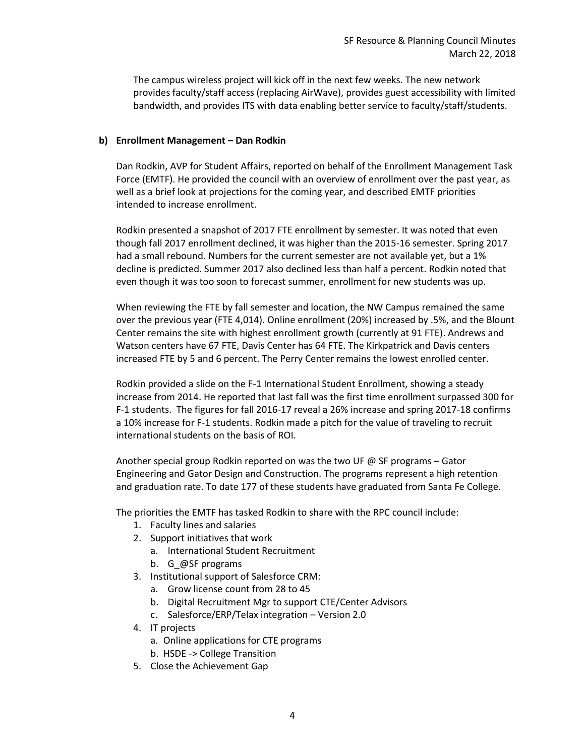The campus wireless project will kick off in the next few weeks. The new network provides faculty/staff access (replacing AirWave), provides guest accessibility with limited bandwidth, and provides ITS with data enabling better service to faculty/staff/students.

**b) Enrollment Management – Dan Rodkin**

Dan Rodkin, AVP for Student Affairs, reported on behalf of the Enrollment Management Task Force (EMTF). He provided the council with an overview of enrollment over the past year, as well as a brief look at projections for the coming year, and described EMTF priorities intended to increase enrollment.

Rodkin presented a snapshot of 2017 FTE enrollment by semester. It was noted that even though fall 2017 enrollment declined, it was higher than the 2015-16 semester. Spring 2017 had a small rebound. Numbers for the current semester are not available yet, but a 1% decline is predicted. Summer 2017 also declined less than half a percent. Rodkin noted that even though it was too soon to forecast summer, enrollment for new students was up.

When reviewing the FTE by fall semester and location, the NW Campus remained the same over the previous year (FTE 4,014). Online enrollment (20%) increased by .5%, and the Blount Center remains the site with highest enrollment growth (currently at 91 FTE). Andrews and Watson centers have 67 FTE, Davis Center has 64 FTE. The Kirkpatrick and Davis centers increased FTE by 5 and 6 percent. The Perry Center remains the lowest enrolled center.

Rodkin provided a slide on the F-1 International Student Enrollment, showing a steady increase from 2014. He reported that last fall was the first time enrollment surpassed 300 for F-1 students. The figures for fall 2016-17 reveal a 26% increase and spring 2017-18 confirms a 10% increase for F-1 students. Rodkin made a pitch for the value of traveling to recruit international students on the basis of ROI.

Another special group Rodkin reported on was the two UF @ SF programs – Gator Engineering and Gator Design and Construction. The programs represent a high retention and graduation rate. To date 177 of these students have graduated from Santa Fe College.

The priorities the EMTF has tasked Rodkin to share with the RPC council include:

1. Faculty lines and salaries
2. Support initiatives that work
   a. International Student Recruitment
   b. G_@SF programs
3. Institutional support of Salesforce CRM:
   a. Grow license count from 28 to 45
   b. Digital Recruitment Mgr to support CTE/Center Advisors
   c. Salesforce/ERP/Telax integration – Version 2.0
4. IT projects
   a. Online applications for CTE programs
   b. HSDE -> College Transition
5. Close the Achievement Gap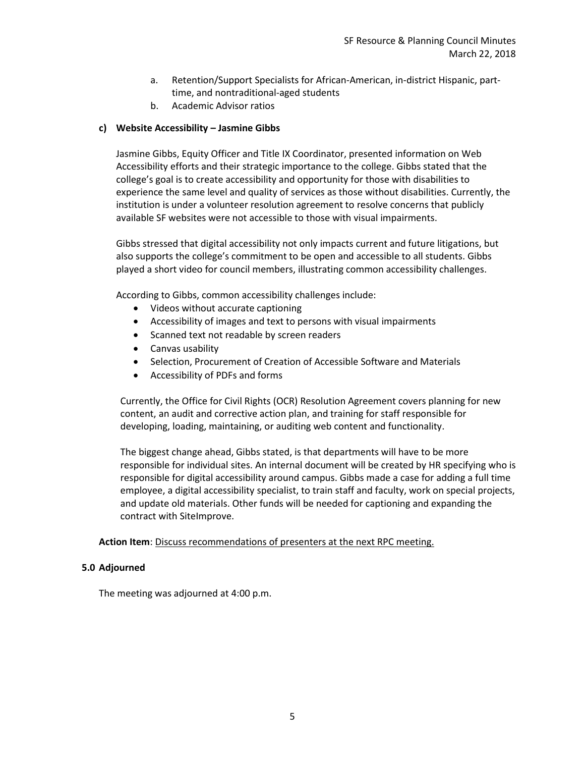a. Retention/Support Specialists for African-American, in-district Hispanic, part-time, and nontraditional-aged students
b. Academic Advisor ratios

**c) Website Accessibility – Jasmine Gibbs**

Jasmine Gibbs, Equity Officer and Title IX Coordinator, presented information on Web Accessibility efforts and their strategic importance to the college. Gibbs stated that the college's goal is to create accessibility and opportunity for those with disabilities to experience the same level and quality of services as those without disabilities. Currently, the institution is under a volunteer resolution agreement to resolve concerns that publicly available SF websites were not accessible to those with visual impairments.

Gibbs stressed that digital accessibility not only impacts current and future litigations, but also supports the college's commitment to be open and accessible to all students. Gibbs played a short video for council members, illustrating common accessibility challenges.

According to Gibbs, common accessibility challenges include:

- Videos without accurate captioning
- Accessibility of images and text to persons with visual impairments
- Scanned text not readable by screen readers
- Canvas usability
- Selection, Procurement of Creation of Accessible Software and Materials
- Accessibility of PDFs and forms

Currently, the Office for Civil Rights (OCR) Resolution Agreement covers planning for new content, an audit and corrective action plan, and training for staff responsible for developing, loading, maintaining, or auditing web content and functionality.

The biggest change ahead, Gibbs stated, is that departments will have to be more responsible for individual sites. An internal document will be created by HR specifying who is responsible for digital accessibility around campus. Gibbs made a case for adding a full time employee, a digital accessibility specialist, to train staff and faculty, work on special projects, and update old materials. Other funds will be needed for captioning and expanding the contract with SiteImprove.

**Action Item**: Discuss recommendations of presenters at the next RPC meeting.

## 5.0 Adjourned

The meeting was adjourned at 4:00 p.m.